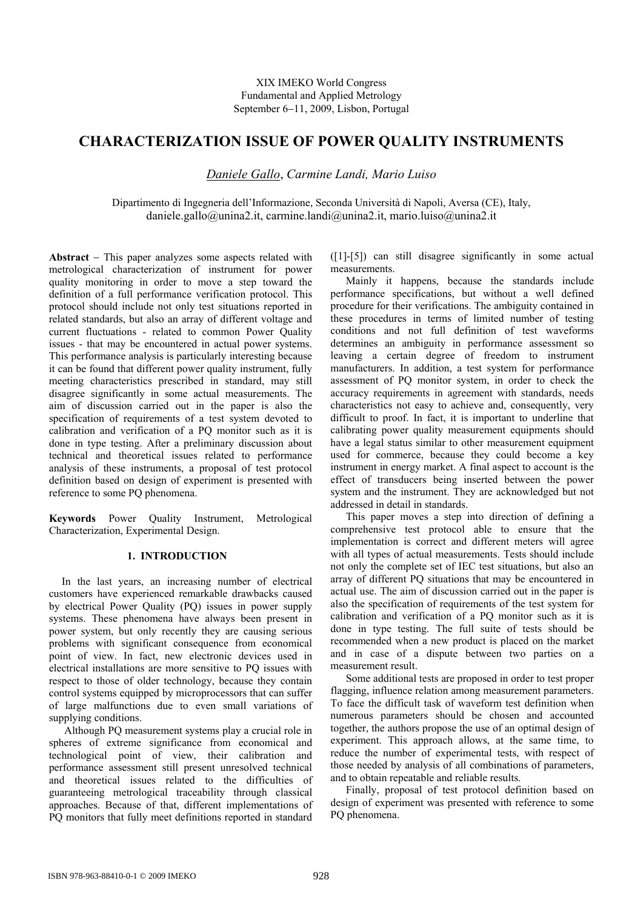XIX IMEKO World Congress
Fundamental and Applied Metrology
September 6–11, 2009, Lisbon, Portugal

# CHARACTERIZATION ISSUE OF POWER QUALITY INSTRUMENTS

*Daniele Gallo*, *Carmine Landi, Mario Luiso*

Dipartimento di Ingegneria dell'Informazione, Seconda Università di Napoli, Aversa (CE), Italy,
daniele.gallo@unina2.it, carmine.landi@unina2.it, mario.luiso@unina2.it

**Abstract** – This paper analyzes some aspects related with metrological characterization of instrument for power quality monitoring in order to move a step toward the definition of a full performance verification protocol. This protocol should include not only test situations reported in related standards, but also an array of different voltage and current fluctuations - related to common Power Quality issues - that may be encountered in actual power systems. This performance analysis is particularly interesting because it can be found that different power quality instrument, fully meeting characteristics prescribed in standard, may still disagree significantly in some actual measurements. The aim of discussion carried out in the paper is also the specification of requirements of a test system devoted to calibration and verification of a PQ monitor such as it is done in type testing. After a preliminary discussion about technical and theoretical issues related to performance analysis of these instruments, a proposal of test protocol definition based on design of experiment is presented with reference to some PQ phenomena.

**Keywords** Power Quality Instrument, Metrological Characterization, Experimental Design.

## 1. INTRODUCTION

In the last years, an increasing number of electrical customers have experienced remarkable drawbacks caused by electrical Power Quality (PQ) issues in power supply systems. These phenomena have always been present in power system, but only recently they are causing serious problems with significant consequence from economical point of view. In fact, new electronic devices used in electrical installations are more sensitive to PQ issues with respect to those of older technology, because they contain control systems equipped by microprocessors that can suffer of large malfunctions due to even small variations of supplying conditions.

Although PQ measurement systems play a crucial role in spheres of extreme significance from economical and technological point of view, their calibration and performance assessment still present unresolved technical and theoretical issues related to the difficulties of guaranteeing metrological traceability through classical approaches. Because of that, different implementations of PQ monitors that fully meet definitions reported in standard ([1]-[5]) can still disagree significantly in some actual measurements.

Mainly it happens, because the standards include performance specifications, but without a well defined procedure for their verifications. The ambiguity contained in these procedures in terms of limited number of testing conditions and not full definition of test waveforms determines an ambiguity in performance assessment so leaving a certain degree of freedom to instrument manufacturers. In addition, a test system for performance assessment of PQ monitor system, in order to check the accuracy requirements in agreement with standards, needs characteristics not easy to achieve and, consequently, very difficult to proof. In fact, it is important to underline that calibrating power quality measurement equipments should have a legal status similar to other measurement equipment used for commerce, because they could become a key instrument in energy market. A final aspect to account is the effect of transducers being inserted between the power system and the instrument. They are acknowledged but not addressed in detail in standards.

This paper moves a step into direction of defining a comprehensive test protocol able to ensure that the implementation is correct and different meters will agree with all types of actual measurements. Tests should include not only the complete set of IEC test situations, but also an array of different PQ situations that may be encountered in actual use. The aim of discussion carried out in the paper is also the specification of requirements of the test system for calibration and verification of a PQ monitor such as it is done in type testing. The full suite of tests should be recommended when a new product is placed on the market and in case of a dispute between two parties on a measurement result.

Some additional tests are proposed in order to test proper flagging, influence relation among measurement parameters. To face the difficult task of waveform test definition when numerous parameters should be chosen and accounted together, the authors propose the use of an optimal design of experiment. This approach allows, at the same time, to reduce the number of experimental tests, with respect of those needed by analysis of all combinations of parameters, and to obtain repeatable and reliable results.

Finally, proposal of test protocol definition based on design of experiment was presented with reference to some PQ phenomena.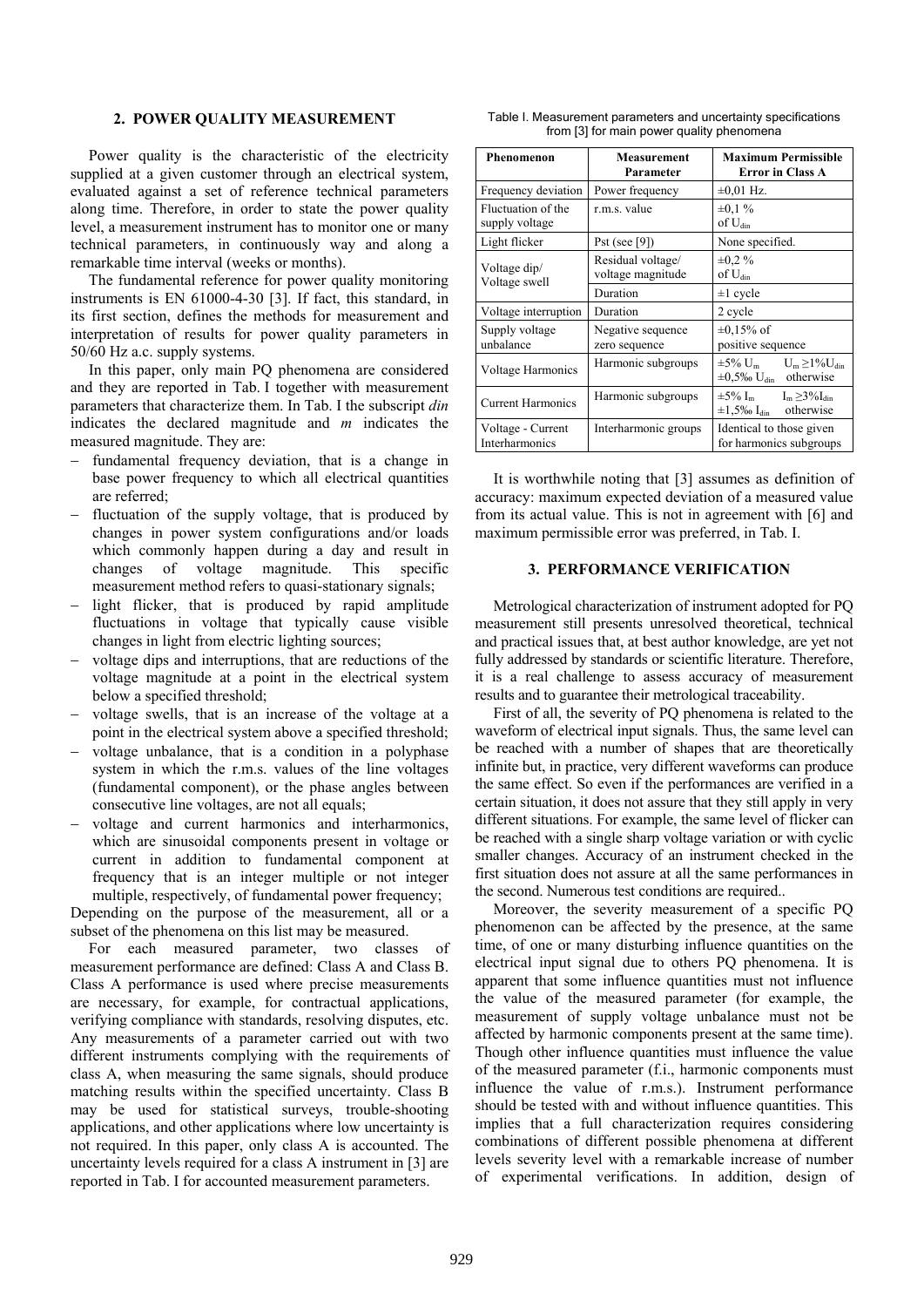## 2. POWER QUALITY MEASUREMENT

Power quality is the characteristic of the electricity supplied at a given customer through an electrical system, evaluated against a set of reference technical parameters along time. Therefore, in order to state the power quality level, a measurement instrument has to monitor one or many technical parameters, in continuously way and along a remarkable time interval (weeks or months).

The fundamental reference for power quality monitoring instruments is EN 61000-4-30 [3]. If fact, this standard, in its first section, defines the methods for measurement and interpretation of results for power quality parameters in 50/60 Hz a.c. supply systems.

In this paper, only main PQ phenomena are considered and they are reported in Tab. I together with measurement parameters that characterize them. In Tab. I the subscript *din* indicates the declared magnitude and *m* indicates the measured magnitude. They are:

- fundamental frequency deviation, that is a change in base power frequency to which all electrical quantities are referred;
- fluctuation of the supply voltage, that is produced by changes in power system configurations and/or loads which commonly happen during a day and result in changes of voltage magnitude. This specific measurement method refers to quasi-stationary signals;
- light flicker, that is produced by rapid amplitude fluctuations in voltage that typically cause visible changes in light from electric lighting sources;
- voltage dips and interruptions, that are reductions of the voltage magnitude at a point in the electrical system below a specified threshold;
- voltage swells, that is an increase of the voltage at a point in the electrical system above a specified threshold;
- voltage unbalance, that is a condition in a polyphase system in which the r.m.s. values of the line voltages (fundamental component), or the phase angles between consecutive line voltages, are not all equals;
- voltage and current harmonics and interharmonics, which are sinusoidal components present in voltage or current in addition to fundamental component at frequency that is an integer multiple or not integer multiple, respectively, of fundamental power frequency;

Depending on the purpose of the measurement, all or a subset of the phenomena on this list may be measured.

For each measured parameter, two classes of measurement performance are defined: Class A and Class B. Class A performance is used where precise measurements are necessary, for example, for contractual applications, verifying compliance with standards, resolving disputes, etc. Any measurements of a parameter carried out with two different instruments complying with the requirements of class A, when measuring the same signals, should produce matching results within the specified uncertainty. Class B may be used for statistical surveys, trouble-shooting applications, and other applications where low uncertainty is not required. In this paper, only class A is accounted. The uncertainty levels required for a class A instrument in [3] are reported in Tab. I for accounted measurement parameters.

Table I. Measurement parameters and uncertainty specifications from [3] for main power quality phenomena

| Phenomenon | Measurement Parameter | Maximum Permissible Error in Class A |
|---|---|---|
| Frequency deviation | Power frequency | ±0,01 Hz. |
| Fluctuation of the supply voltage | r.m.s. value | ±0,1 % of $U_{din}$ |
| Light flicker | Pst (see [9]) | None specified. |
| Voltage dip/ Voltage swell | Residual voltage/ voltage magnitude | ±0,2 % of $U_{din}$ |
| | Duration | ±1 cycle |
| Voltage interruption | Duration | 2 cycle |
| Supply voltage unbalance | Negative sequence zero sequence | ±0,15% of positive sequence |
| Voltage Harmonics | Harmonic subgroups | ±5% $U_m$ $U_m \geq 1\% U_{din}$ ±0,5‰ $U_{din}$ otherwise |
| Current Harmonics | Harmonic subgroups | ±5% $I_m$ $I_m \geq 3\% I_{din}$ ±1,5‰ $I_{din}$ otherwise |
| Voltage - Current Interharmonics | Interharmonic groups | Identical to those given for harmonics subgroups |

It is worthwhile noting that [3] assumes as definition of accuracy: maximum expected deviation of a measured value from its actual value. This is not in agreement with [6] and maximum permissible error was preferred, in Tab. I.

## 3. PERFORMANCE VERIFICATION

Metrological characterization of instrument adopted for PQ measurement still presents unresolved theoretical, technical and practical issues that, at best author knowledge, are yet not fully addressed by standards or scientific literature. Therefore, it is a real challenge to assess accuracy of measurement results and to guarantee their metrological traceability.

First of all, the severity of PQ phenomena is related to the waveform of electrical input signals. Thus, the same level can be reached with a number of shapes that are theoretically infinite but, in practice, very different waveforms can produce the same effect. So even if the performances are verified in a certain situation, it does not assure that they still apply in very different situations. For example, the same level of flicker can be reached with a single sharp voltage variation or with cyclic smaller changes. Accuracy of an instrument checked in the first situation does not assure at all the same performances in the second. Numerous test conditions are required..

Moreover, the severity measurement of a specific PQ phenomenon can be affected by the presence, at the same time, of one or many disturbing influence quantities on the electrical input signal due to others PQ phenomena. It is apparent that some influence quantities must not influence the value of the measured parameter (for example, the measurement of supply voltage unbalance must not be affected by harmonic components present at the same time). Though other influence quantities must influence the value of the measured parameter (f.i., harmonic components must influence the value of r.m.s.). Instrument performance should be tested with and without influence quantities. This implies that a full characterization requires considering combinations of different possible phenomena at different levels severity level with a remarkable increase of number of experimental verifications. In addition, design of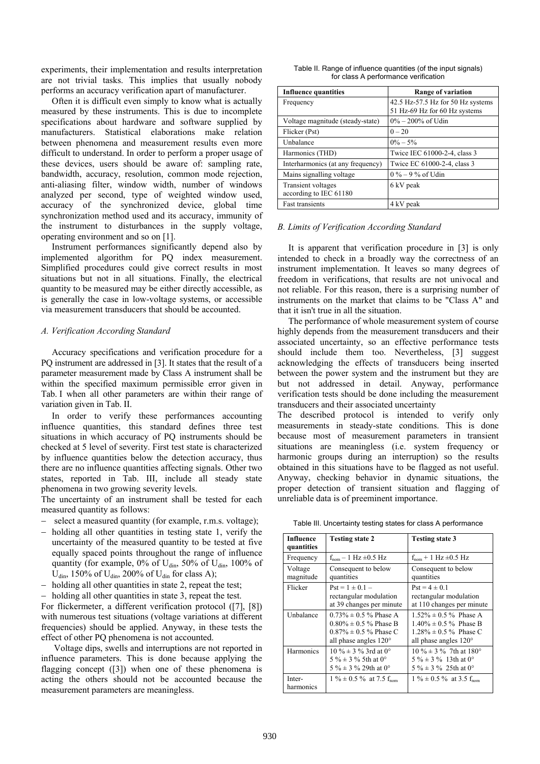experiments, their implementation and results interpretation are not trivial tasks. This implies that usually nobody performs an accuracy verification apart of manufacturer.

Often it is difficult even simply to know what is actually measured by these instruments. This is due to incomplete specifications about hardware and software supplied by manufacturers. Statistical elaborations make relation between phenomena and measurement results even more difficult to understand. In order to perform a proper usage of these devices, users should be aware of: sampling rate, bandwidth, accuracy, resolution, common mode rejection, anti-aliasing filter, window width, number of windows analyzed per second, type of weighted window used, accuracy of the synchronized device, global time synchronization method used and its accuracy, immunity of the instrument to disturbances in the supply voltage, operating environment and so on [1].

Instrument performances significantly depend also by implemented algorithm for PQ index measurement. Simplified procedures could give correct results in most situations but not in all situations. Finally, the electrical quantity to be measured may be either directly accessible, as is generally the case in low-voltage systems, or accessible via measurement transducers that should be accounted.

### *A. Verification According Standard*

Accuracy specifications and verification procedure for a PQ instrument are addressed in [3]. It states that the result of a parameter measurement made by Class A instrument shall be within the specified maximum permissible error given in Tab. I when all other parameters are within their range of variation given in Tab. II.

In order to verify these performances accounting influence quantities, this standard defines three test situations in which accuracy of PQ instruments should be checked at 5 level of severity. First test state is characterized by influence quantities below the detection accuracy, thus there are no influence quantities affecting signals. Other two states, reported in Tab. III, include all steady state phenomena in two growing severity levels.

The uncertainty of an instrument shall be tested for each measured quantity as follows:

- select a measured quantity (for example, r.m.s. voltage);
- holding all other quantities in testing state 1, verify the uncertainty of the measured quantity to be tested at five equally spaced points throughout the range of influence quantity (for example, 0% of $U_{din}$, 50% of $U_{din}$, 100% of $U_{din}$, 150% of $U_{din}$, 200% of $U_{din}$ for class A);
- holding all other quantities in state 2, repeat the test;
- holding all other quantities in state 3, repeat the test.

For flickermeter, a different verification protocol ([7], [8]) with numerous test situations (voltage variations at different frequencies) should be applied. Anyway, in these tests the effect of other PQ phenomena is not accounted.

Voltage dips, swells and interruptions are not reported in influence parameters. This is done because applying the flagging concept ([3]) when one of these phenomena is acting the others should not be accounted because the measurement parameters are meaningless.

Table II. Range of influence quantities (of the input signals) for class A performance verification

| Influence quantities | Range of variation |
|---|---|
| Frequency | 42.5 Hz-57.5 Hz for 50 Hz systems<br>51 Hz-69 Hz for 60 Hz systems |
| Voltage magnitude (steady-state) | 0% – 200% of Udin |
| Flicker (Pst) | 0 – 20 |
| Unbalance | 0% – 5% |
| Harmonics (THD) | Twice IEC 61000-2-4, class 3 |
| Interharmonics (at any frequency) | Twice EC 61000-2-4, class 3 |
| Mains signalling voltage | 0 % – 9 % of Udin |
| Transient voltages according to IEC 61180 | 6 kV peak |
| Fast transients | 4 kV peak |

### *B. Limits of Verification According Standard*

It is apparent that verification procedure in [3] is only intended to check in a broadly way the correctness of an instrument implementation. It leaves so many degrees of freedom in verifications, that results are not univocal and not reliable. For this reason, there is a surprising number of instruments on the market that claims to be "Class A" and that it isn't true in all the situation.

The performance of whole measurement system of course highly depends from the measurement transducers and their associated uncertainty, so an effective performance tests should include them too. Nevertheless, [3] suggest acknowledging the effects of transducers being inserted between the power system and the instrument but they are but not addressed in detail. Anyway, performance verification tests should be done including the measurement transducers and their associated uncertainty

The described protocol is intended to verify only measurements in steady-state conditions. This is done because most of measurement parameters in transient situations are meaningless (i.e. system frequency or harmonic groups during an interruption) so the results obtained in this situations have to be flagged as not useful. Anyway, checking behavior in dynamic situations, the proper detection of transient situation and flagging of unreliable data is of preeminent importance.

Table III. Uncertainty testing states for class A performance

| Influence quantities | Testing state 2 | Testing state 3 |
|---|---|---|
| Frequency | $f_{nom}$ – 1 Hz ±0.5 Hz | $f_{nom}$ + 1 Hz ±0.5 Hz |
| Voltage magnitude | Consequent to below quantities | Consequent to below quantities |
| Flicker | Pst = 1 ± 0.1 – rectangular modulation at 39 changes per minute | Pst = 4 ± 0.1 rectangular modulation at 110 changes per minute |
| Unbalance | 0.73% ± 0.5 % Phase A<br>0.80% ± 0.5 % Phase B<br>0.87% ± 0.5 % Phase C<br>all phase angles 120° | 1.52% ± 0.5 % Phase A<br>1.40% ± 0.5 % Phase B<br>1.28% ± 0.5 % Phase C<br>all phase angles 120° |
| Harmonics | 10 % ± 3 % 3rd at 0°<br>5 % ± 3 % 5th at 0°<br>5 % ± 3 % 29th at 0° | 10 % ± 3 % 7th at 180°<br>5 % ± 3 % 13th at 0°<br>5 % ± 3 % 25th at 0° |
| Inter-harmonics | 1 % ± 0.5 % at 7.5 $f_{nom}$ | 1 % ± 0.5 % at 3.5 $f_{nom}$ |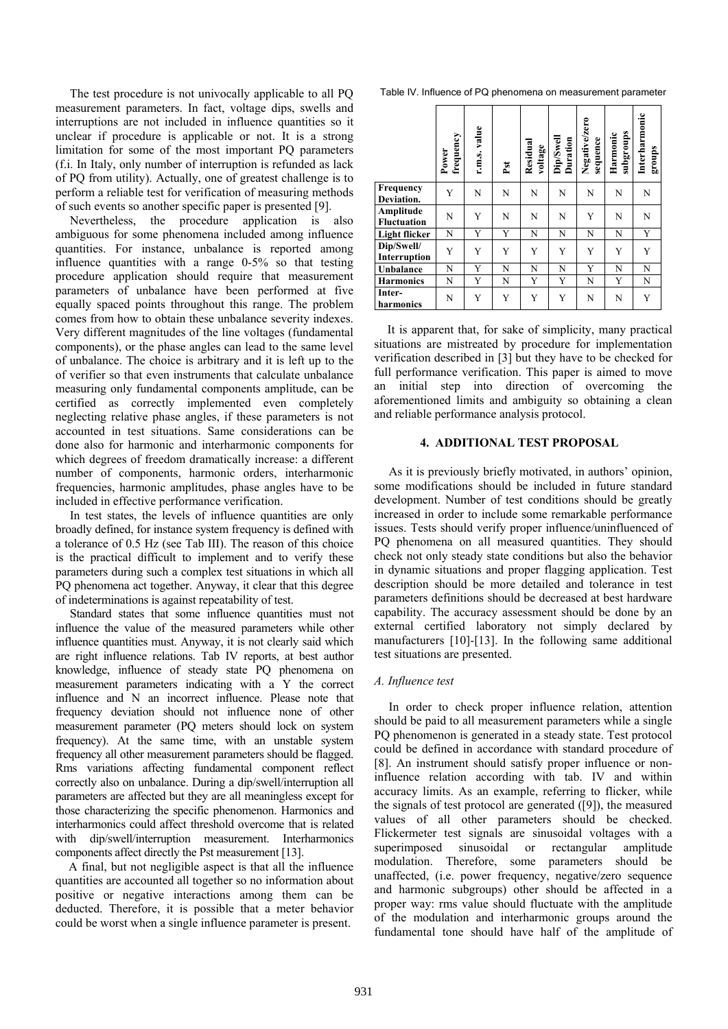The test procedure is not univocally applicable to all PQ measurement parameters. In fact, voltage dips, swells and interruptions are not included in influence quantities so it unclear if procedure is applicable or not. It is a strong limitation for some of the most important PQ parameters (f.i. In Italy, only number of interruption is refunded as lack of PQ from utility). Actually, one of greatest challenge is to perform a reliable test for verification of measuring methods of such events so another specific paper is presented [9].

Nevertheless, the procedure application is also ambiguous for some phenomena included among influence quantities. For instance, unbalance is reported among influence quantities with a range 0-5% so that testing procedure application should require that measurement parameters of unbalance have been performed at five equally spaced points throughout this range. The problem comes from how to obtain these unbalance severity indexes. Very different magnitudes of the line voltages (fundamental components), or the phase angles can lead to the same level of unbalance. The choice is arbitrary and it is left up to the of verifier so that even instruments that calculate unbalance measuring only fundamental components amplitude, can be certified as correctly implemented even completely neglecting relative phase angles, if these parameters is not accounted in test situations. Same considerations can be done also for harmonic and interharmonic components for which degrees of freedom dramatically increase: a different number of components, harmonic orders, interharmonic frequencies, harmonic amplitudes, phase angles have to be included in effective performance verification.

In test states, the levels of influence quantities are only broadly defined, for instance system frequency is defined with a tolerance of 0.5 Hz (see Tab III). The reason of this choice is the practical difficult to implement and to verify these parameters during such a complex test situations in which all PQ phenomena act together. Anyway, it clear that this degree of indeterminations is against repeatability of test.

Standard states that some influence quantities must not influence the value of the measured parameters while other influence quantities must. Anyway, it is not clearly said which are right influence relations. Tab IV reports, at best author knowledge, influence of steady state PQ phenomena on measurement parameters indicating with a Y the correct influence and N an incorrect influence. Please note that frequency deviation should not influence none of other measurement parameter (PQ meters should lock on system frequency). At the same time, with an unstable system frequency all other measurement parameters should be flagged. Rms variations affecting fundamental component reflect correctly also on unbalance. During a dip/swell/interruption all parameters are affected but they are all meaningless except for those characterizing the specific phenomenon. Harmonics and interharmonics could affect threshold overcome that is related with dip/swell/interruption measurement. Interharmonics components affect directly the Pst measurement [13].

A final, but not negligible aspect is that all the influence quantities are accounted all together so no information about positive or negative interactions among them can be deducted. Therefore, it is possible that a meter behavior could be worst when a single influence parameter is present.

Table IV. Influence of PQ phenomena on measurement parameter

| | Power frequency | r.m.s. value | Pst | Residual voltage | Dip/Swell Duration | Negative/zero sequence | Harmonic subgroups | Interharmonic groups |
|---|---|---|---|---|---|---|---|---|
| **Frequency Deviation.** | Y | N | N | N | N | N | N | N |
| **Amplitude Fluctuation** | N | Y | N | N | N | Y | N | N |
| **Light flicker** | N | Y | Y | N | N | N | N | Y |
| **Dip/Swell/ Interruption** | Y | Y | Y | Y | Y | Y | Y | Y |
| **Unbalance** | N | Y | N | N | N | Y | N | N |
| **Harmonics** | N | Y | N | Y | Y | N | Y | N |
| **Inter-harmonics** | N | Y | Y | Y | Y | N | N | Y |

It is apparent that, for sake of simplicity, many practical situations are mistreated by procedure for implementation verification described in [3] but they have to be checked for full performance verification. This paper is aimed to move an initial step into direction of overcoming the aforementioned limits and ambiguity so obtaining a clean and reliable performance analysis protocol.

## 4. ADDITIONAL TEST PROPOSAL

As it is previously briefly motivated, in authors' opinion, some modifications should be included in future standard development. Number of test conditions should be greatly increased in order to include some remarkable performance issues. Tests should verify proper influence/uninfluenced of PQ phenomena on all measured quantities. They should check not only steady state conditions but also the behavior in dynamic situations and proper flagging application. Test description should be more detailed and tolerance in test parameters definitions should be decreased at best hardware capability. The accuracy assessment should be done by an external certified laboratory not simply declared by manufacturers [10]-[13]. In the following same additional test situations are presented.

### *A. Influence test*

In order to check proper influence relation, attention should be paid to all measurement parameters while a single PQ phenomenon is generated in a steady state. Test protocol could be defined in accordance with standard procedure of [8]. An instrument should satisfy proper influence or non-influence relation according with tab. IV and within accuracy limits. As an example, referring to flicker, while the signals of test protocol are generated ([9]), the measured values of all other parameters should be checked. Flickermeter test signals are sinusoidal voltages with a superimposed sinusoidal or rectangular amplitude modulation. Therefore, some parameters should be unaffected, (i.e. power frequency, negative/zero sequence and harmonic subgroups) other should be affected in a proper way: rms value should fluctuate with the amplitude of the modulation and interharmonic groups around the fundamental tone should have half of the amplitude of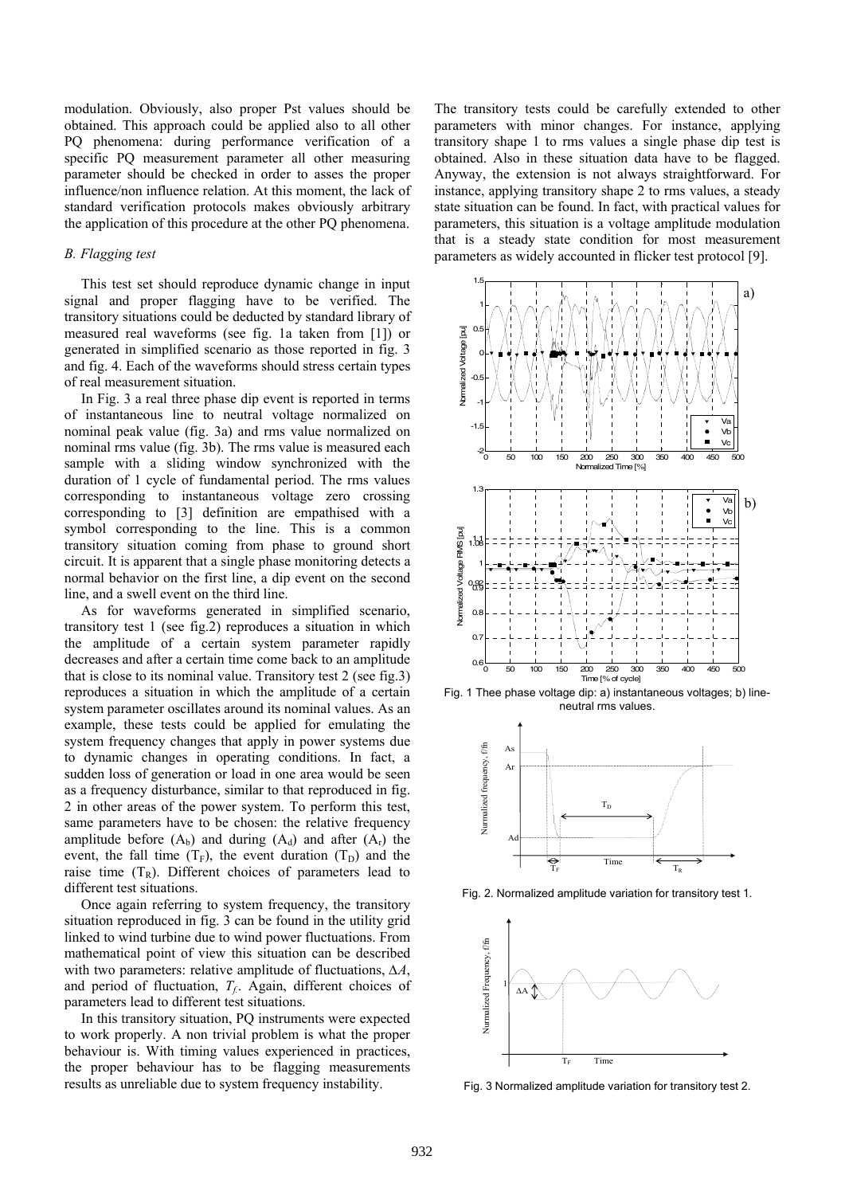modulation. Obviously, also proper Pst values should be obtained. This approach could be applied also to all other PQ phenomena: during performance verification of a specific PQ measurement parameter all other measuring parameter should be checked in order to asses the proper influence/non influence relation. At this moment, the lack of standard verification protocols makes obviously arbitrary the application of this procedure at the other PQ phenomena.

### *B. Flagging test*

This test set should reproduce dynamic change in input signal and proper flagging have to be verified. The transitory situations could be deducted by standard library of measured real waveforms (see fig. 1a taken from [1]) or generated in simplified scenario as those reported in fig. 3 and fig. 4. Each of the waveforms should stress certain types of real measurement situation.

In Fig. 3 a real three phase dip event is reported in terms of instantaneous line to neutral voltage normalized on nominal peak value (fig. 3a) and rms value normalized on nominal rms value (fig. 3b). The rms value is measured each sample with a sliding window synchronized with the duration of 1 cycle of fundamental period. The rms values corresponding to instantaneous voltage zero crossing corresponding to [3] definition are empathised with a symbol corresponding to the line. This is a common transitory situation coming from phase to ground short circuit. It is apparent that a single phase monitoring detects a normal behavior on the first line, a dip event on the second line, and a swell event on the third line.

As for waveforms generated in simplified scenario, transitory test 1 (see fig.2) reproduces a situation in which the amplitude of a certain system parameter rapidly decreases and after a certain time come back to an amplitude that is close to its nominal value. Transitory test 2 (see fig.3) reproduces a situation in which the amplitude of a certain system parameter oscillates around its nominal values. As an example, these tests could be applied for emulating the system frequency changes that apply in power systems due to dynamic changes in operating conditions. In fact, a sudden loss of generation or load in one area would be seen as a frequency disturbance, similar to that reproduced in fig. 2 in other areas of the power system. To perform this test, same parameters have to be chosen: the relative frequency amplitude before ($A_b$) and during ($A_d$) and after ($A_r$) the event, the fall time ($T_F$), the event duration ($T_D$) and the raise time ($T_R$). Different choices of parameters lead to different test situations.

Once again referring to system frequency, the transitory situation reproduced in fig. 3 can be found in the utility grid linked to wind turbine due to wind power fluctuations. From mathematical point of view this situation can be described with two parameters: relative amplitude of fluctuations, $\Delta A$, and period of fluctuation, $T_f$. Again, different choices of parameters lead to different test situations.

In this transitory situation, PQ instruments were expected to work properly. A non trivial problem is what the proper behaviour is. With timing values experienced in practices, the proper behaviour has to be flagging measurements results as unreliable due to system frequency instability.

The transitory tests could be carefully extended to other parameters with minor changes. For instance, applying transitory shape 1 to rms values a single phase dip test is obtained. Also in these situation data have to be flagged. Anyway, the extension is not always straightforward. For instance, applying transitory shape 2 to rms values, a steady state situation can be found. In fact, with practical values for parameters, this situation is a voltage amplitude modulation that is a steady state condition for most measurement parameters as widely accounted in flicker test protocol [9].

Fig. 1 Thee phase voltage dip: a) instantaneous voltages; b) line-neutral rms values.

Fig. 2. Normalized amplitude variation for transitory test 1.

Fig. 3 Normalized amplitude variation for transitory test 2.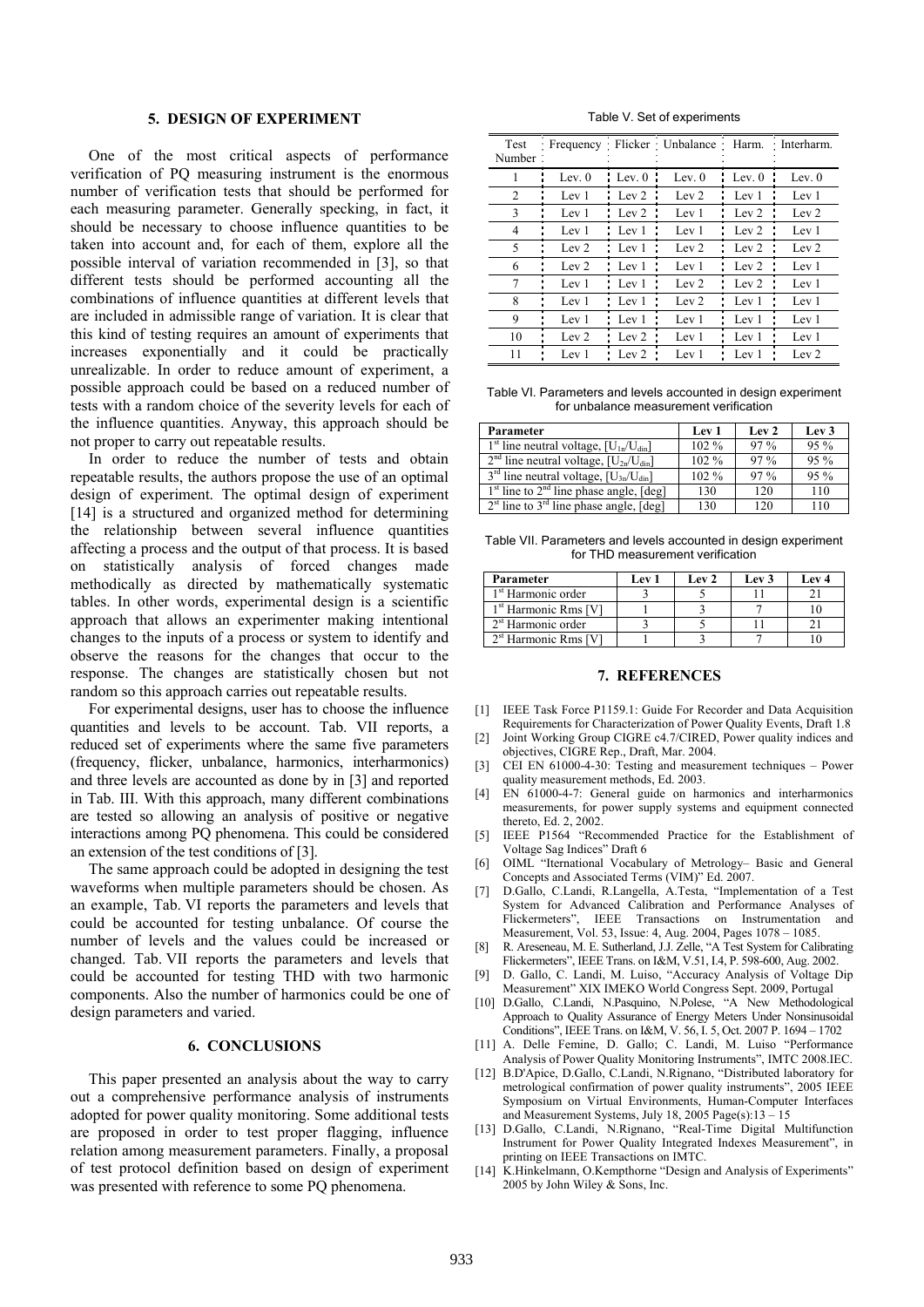## 5. DESIGN OF EXPERIMENT

One of the most critical aspects of performance verification of PQ measuring instrument is the enormous number of verification tests that should be performed for each measuring parameter. Generally specking, in fact, it should be necessary to choose influence quantities to be taken into account and, for each of them, explore all the possible interval of variation recommended in [3], so that different tests should be performed accounting all the combinations of influence quantities at different levels that are included in admissible range of variation. It is clear that this kind of testing requires an amount of experiments that increases exponentially and it could be practically unrealizable. In order to reduce amount of experiment, a possible approach could be based on a reduced number of tests with a random choice of the severity levels for each of the influence quantities. Anyway, this approach should be not proper to carry out repeatable results.

In order to reduce the number of tests and obtain repeatable results, the authors propose the use of an optimal design of experiment. The optimal design of experiment [14] is a structured and organized method for determining the relationship between several influence quantities affecting a process and the output of that process. It is based on statistically analysis of forced changes made methodically as directed by mathematically systematic tables. In other words, experimental design is a scientific approach that allows an experimenter making intentional changes to the inputs of a process or system to identify and observe the reasons for the changes that occur to the response. The changes are statistically chosen but not random so this approach carries out repeatable results.

For experimental designs, user has to choose the influence quantities and levels to be account. Tab. VII reports, a reduced set of experiments where the same five parameters (frequency, flicker, unbalance, harmonics, interharmonics) and three levels are accounted as done by in [3] and reported in Tab. III. With this approach, many different combinations are tested so allowing an analysis of positive or negative interactions among PQ phenomena. This could be considered an extension of the test conditions of [3].

The same approach could be adopted in designing the test waveforms when multiple parameters should be chosen. As an example, Tab. VI reports the parameters and levels that could be accounted for testing unbalance. Of course the number of levels and the values could be increased or changed. Tab. VII reports the parameters and levels that could be accounted for testing THD with two harmonic components. Also the number of harmonics could be one of design parameters and varied.

## 6. CONCLUSIONS

This paper presented an analysis about the way to carry out a comprehensive performance analysis of instruments adopted for power quality monitoring. Some additional tests are proposed in order to test proper flagging, influence relation among measurement parameters. Finally, a proposal of test protocol definition based on design of experiment was presented with reference to some PQ phenomena.

Table V. Set of experiments

| Test Number | Frequency | Flicker | Unbalance | Harm. | Interharm. |
|---|---|---|---|---|---|
| 1 | Lev. 0 | Lev. 0 | Lev. 0 | Lev. 0 | Lev. 0 |
| 2 | Lev 1 | Lev 2 | Lev 2 | Lev 1 | Lev 1 |
| 3 | Lev 1 | Lev 2 | Lev 1 | Lev 2 | Lev 2 |
| 4 | Lev 1 | Lev 1 | Lev 1 | Lev 2 | Lev 1 |
| 5 | Lev 2 | Lev 1 | Lev 2 | Lev 2 | Lev 2 |
| 6 | Lev 2 | Lev 1 | Lev 1 | Lev 2 | Lev 1 |
| 7 | Lev 1 | Lev 1 | Lev 2 | Lev 2 | Lev 1 |
| 8 | Lev 1 | Lev 1 | Lev 2 | Lev 1 | Lev 1 |
| 9 | Lev 1 | Lev 1 | Lev 1 | Lev 1 | Lev 1 |
| 10 | Lev 2 | Lev 2 | Lev 1 | Lev 1 | Lev 1 |
| 11 | Lev 1 | Lev 2 | Lev 1 | Lev 1 | Lev 2 |

Table VI. Parameters and levels accounted in design experiment for unbalance measurement verification

| Parameter | Lev 1 | Lev 2 | Lev 3 |
|---|---|---|---|
| 1st line neutral voltage, [$U_{1n}/U_{din}$] | 102 % | 97 % | 95 % |
| 2nd line neutral voltage, [$U_{2n}/U_{din}$] | 102 % | 97 % | 95 % |
| 3rd line neutral voltage, [$U_{3n}/U_{din}$] | 102 % | 97 % | 95 % |
| 1st line to 2nd line phase angle, [deg] | 130 | 120 | 110 |
| 2st line to 3rd line phase angle, [deg] | 130 | 120 | 110 |

Table VII. Parameters and levels accounted in design experiment for THD measurement verification

| Parameter | Lev 1 | Lev 2 | Lev 3 | Lev 4 |
|---|---|---|---|---|
| 1st Harmonic order | 3 | 5 | 11 | 21 |
| 1st Harmonic Rms [V] | 1 | 3 | 7 | 10 |
| 2st Harmonic order | 3 | 5 | 11 | 21 |
| 2st Harmonic Rms [V] | 1 | 3 | 7 | 10 |

## 7. REFERENCES

[1] IEEE Task Force P1159.1: Guide For Recorder and Data Acquisition Requirements for Characterization of Power Quality Events, Draft 1.8

[2] Joint Working Group CIGRE c4.7/CIRED, Power quality indices and objectives, CIGRE Rep., Draft, Mar. 2004.

[3] CEI EN 61000-4-30: Testing and measurement techniques – Power quality measurement methods, Ed. 2003.

[4] EN 61000-4-7: General guide on harmonics and interharmonics measurements, for power supply systems and equipment connected thereto, Ed. 2, 2002.

[5] IEEE P1564 "Recommended Practice for the Establishment of Voltage Sag Indices" Draft 6

[6] OIML "Iternational Vocabulary of Metrology– Basic and General Concepts and Associated Terms (VIM)" Ed. 2007.

[7] D.Gallo, C.Landi, R.Langella, A.Testa, "Implementation of a Test System for Advanced Calibration and Performance Analyses of Flickermeters", IEEE Transactions on Instrumentation and Measurement, Vol. 53, Issue: 4, Aug. 2004, Pages 1078 – 1085.

[8] R. Areseneau, M. E. Sutherland, J.J. Zelle, "A Test System for Calibrating Flickermeters", IEEE Trans. on I&M, V.51, I.4, P. 598-600, Aug. 2002.

[9] D. Gallo, C. Landi, M. Luiso, "Accuracy Analysis of Voltage Dip Measurement" XIX IMEKO World Congress Sept. 2009, Portugal

[10] D.Gallo, C.Landi, N.Pasquino, N.Polese, "A New Methodological Approach to Quality Assurance of Energy Meters Under Nonsinusoidal Conditions", IEEE Trans. on I&M, V. 56, I. 5, Oct. 2007 P. 1694 – 1702

[11] A. Delle Femine, D. Gallo; C. Landi, M. Luiso "Performance Analysis of Power Quality Monitoring Instruments", IMTC 2008.IEC.

[12] B.D'Apice, D.Gallo, C.Landi, N.Rignano, "Distributed laboratory for metrological confirmation of power quality instruments", 2005 IEEE Symposium on Virtual Environments, Human-Computer Interfaces and Measurement Systems, July 18, 2005 Page(s):13 – 15

[13] D.Gallo, C.Landi, N.Rignano, "Real-Time Digital Multifunction Instrument for Power Quality Integrated Indexes Measurement", in printing on IEEE Transactions on IMTC.

[14] K.Hinkelmann, O.Kempthorne "Design and Analysis of Experiments" 2005 by John Wiley & Sons, Inc.